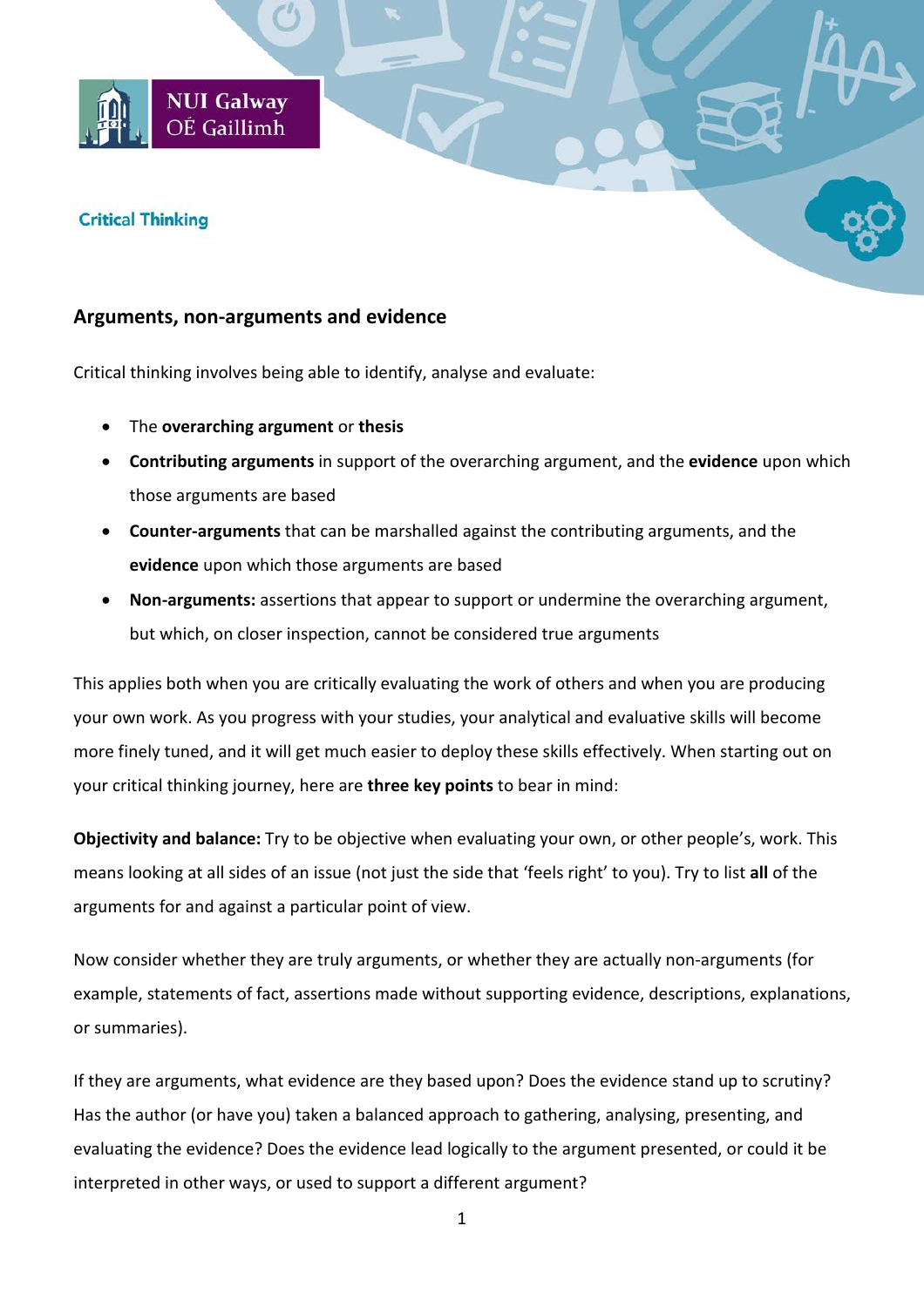NUI Galway
OÉ Gaillimh

**Critical Thinking**

## Arguments, non-arguments and evidence

Critical thinking involves being able to identify, analyse and evaluate:

- The **overarching argument** or **thesis**
- **Contributing arguments** in support of the overarching argument, and the **evidence** upon which those arguments are based
- **Counter-arguments** that can be marshalled against the contributing arguments, and the **evidence** upon which those arguments are based
- **Non-arguments:** assertions that appear to support or undermine the overarching argument, but which, on closer inspection, cannot be considered true arguments

This applies both when you are critically evaluating the work of others and when you are producing your own work. As you progress with your studies, your analytical and evaluative skills will become more finely tuned, and it will get much easier to deploy these skills effectively. When starting out on your critical thinking journey, here are **three key points** to bear in mind:

**Objectivity and balance:** Try to be objective when evaluating your own, or other people's, work. This means looking at all sides of an issue (not just the side that 'feels right' to you). Try to list **all** of the arguments for and against a particular point of view.

Now consider whether they are truly arguments, or whether they are actually non-arguments (for example, statements of fact, assertions made without supporting evidence, descriptions, explanations, or summaries).

If they are arguments, what evidence are they based upon? Does the evidence stand up to scrutiny? Has the author (or have you) taken a balanced approach to gathering, analysing, presenting, and evaluating the evidence? Does the evidence lead logically to the argument presented, or could it be interpreted in other ways, or used to support a different argument?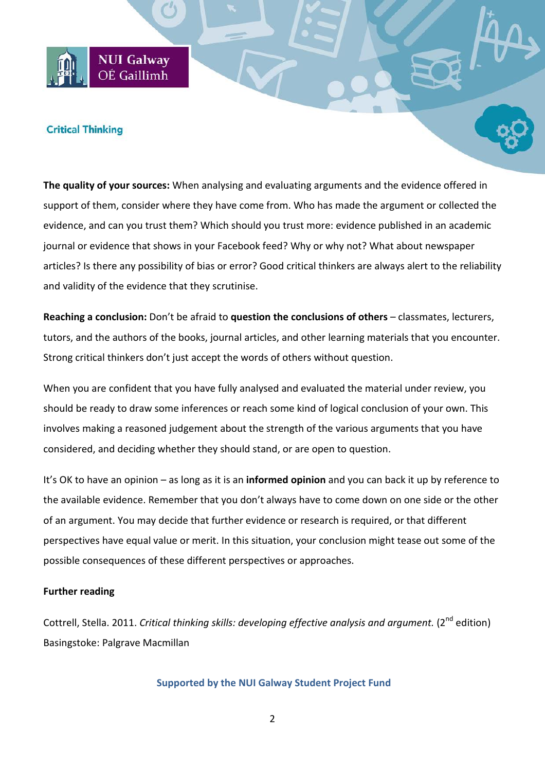The **quality of your sources:** When analysing and evaluating arguments and the evidence offered in support of them, consider where they have come from. Who has made the argument or collected the evidence, and can you trust them? Which should you trust more: evidence published in an academic journal or evidence that shows in your Facebook feed? Why or why not? What about newspaper articles? Is there any possibility of bias or error? Good critical thinkers are always alert to the reliability and validity of the evidence that they scrutinise.

**Reaching a conclusion:** Don't be afraid to **question the conclusions of others** – classmates, lecturers, tutors, and the authors of the books, journal articles, and other learning materials that you encounter. Strong critical thinkers don't just accept the words of others without question.

When you are confident that you have fully analysed and evaluated the material under review, you should be ready to draw some inferences or reach some kind of logical conclusion of your own. This involves making a reasoned judgement about the strength of the various arguments that you have considered, and deciding whether they should stand, or are open to question.

It's OK to have an opinion – as long as it is an **informed opinion** and you can back it up by reference to the available evidence. Remember that you don't always have to come down on one side or the other of an argument. You may decide that further evidence or research is required, or that different perspectives have equal value or merit. In this situation, your conclusion might tease out some of the possible consequences of these different perspectives or approaches.

**Further reading**

Cottrell, Stella. 2011. *Critical thinking skills: developing effective analysis and argument.* (2nd edition) Basingstoke: Palgrave Macmillan

**Supported by the NUI Galway Student Project Fund**